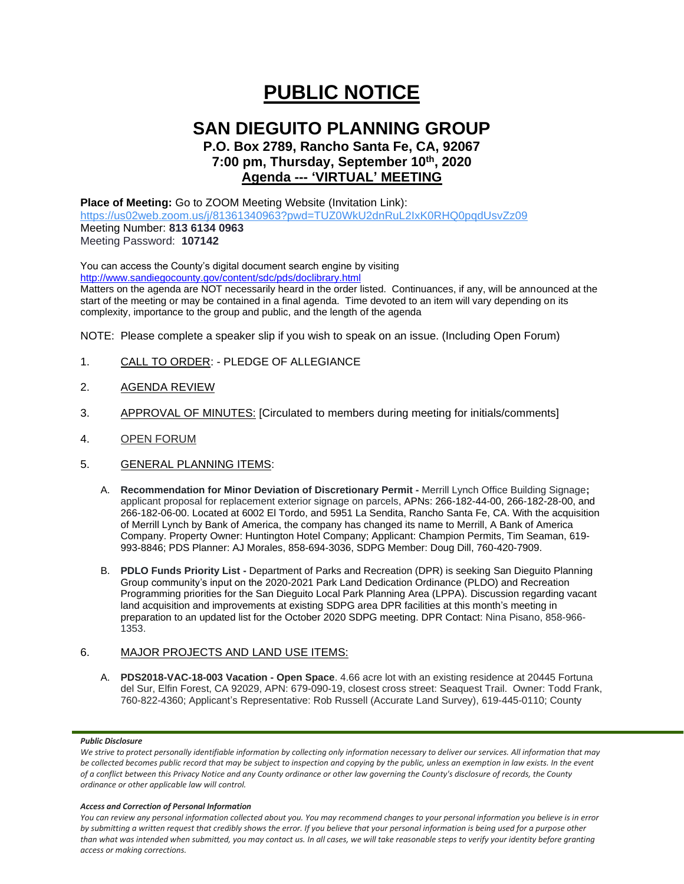# PUBLIC NOTICE

## SAN DIEGUITO PLANNING GROUP

### P.O. Box 2789, Rancho Santa Fe, CA, 92067
### 7:00 pm, Thursday, September 10th, 2020
### Agenda --- 'VIRTUAL' MEETING

**Place of Meeting:** Go to ZOOM Meeting Website (Invitation Link):
https://us02web.zoom.us/j/81361340963?pwd=TUZ0WkU2dnRuL2IxK0RHQ0pqdUsvZz09
Meeting Number: **813 6134 0963**
Meeting Password: **107142**

You can access the County's digital document search engine by visiting
http://www.sandiegocounty.gov/content/sdc/pds/doclibrary.html
Matters on the agenda are NOT necessarily heard in the order listed. Continuances, if any, will be announced at the start of the meeting or may be contained in a final agenda. Time devoted to an item will vary depending on its complexity, importance to the group and public, and the length of the agenda

NOTE: Please complete a speaker slip if you wish to speak on an issue. (Including Open Forum)

1. CALL TO ORDER: - PLEDGE OF ALLEGIANCE

2. AGENDA REVIEW

3. APPROVAL OF MINUTES: [Circulated to members during meeting for initials/comments]

4. OPEN FORUM

5. GENERAL PLANNING ITEMS:

   A. **Recommendation for Minor Deviation of Discretionary Permit -** Merrill Lynch Office Building Signage**;** applicant proposal for replacement exterior signage on parcels, APNs: 266-182-44-00, 266-182-28-00, and 266-182-06-00. Located at 6002 El Tordo, and 5951 La Sendita, Rancho Santa Fe, CA. With the acquisition of Merrill Lynch by Bank of America, the company has changed its name to Merrill, A Bank of America Company. Property Owner: Huntington Hotel Company; Applicant: Champion Permits, Tim Seaman, 619-993-8846; PDS Planner: AJ Morales, 858-694-3036, SDPG Member: Doug Dill, 760-420-7909.

   B. **PDLO Funds Priority List -** Department of Parks and Recreation (DPR) is seeking San Dieguito Planning Group community's input on the 2020-2021 Park Land Dedication Ordinance (PLDO) and Recreation Programming priorities for the San Dieguito Local Park Planning Area (LPPA). Discussion regarding vacant land acquisition and improvements at existing SDPG area DPR facilities at this month's meeting in preparation to an updated list for the October 2020 SDPG meeting. DPR Contact: Nina Pisano, 858-966-1353.

6. MAJOR PROJECTS AND LAND USE ITEMS:

   A. **PDS2018-VAC-18-003 Vacation - Open Space**. 4.66 acre lot with an existing residence at 20445 Fortuna del Sur, Elfin Forest, CA 92029, APN: 679-090-19, closest cross street: Seaquest Trail. Owner: Todd Frank, 760-822-4360; Applicant's Representative: Rob Russell (Accurate Land Survey), 619-445-0110; County

***Public Disclosure***

*We strive to protect personally identifiable information by collecting only information necessary to deliver our services. All information that may be collected becomes public record that may be subject to inspection and copying by the public, unless an exemption in law exists. In the event of a conflict between this Privacy Notice and any County ordinance or other law governing the County's disclosure of records, the County ordinance or other applicable law will control.*

***Access and Correction of Personal Information***

*You can review any personal information collected about you. You may recommend changes to your personal information you believe is in error by submitting a written request that credibly shows the error. If you believe that your personal information is being used for a purpose other than what was intended when submitted, you may contact us. In all cases, we will take reasonable steps to verify your identity before granting access or making corrections.*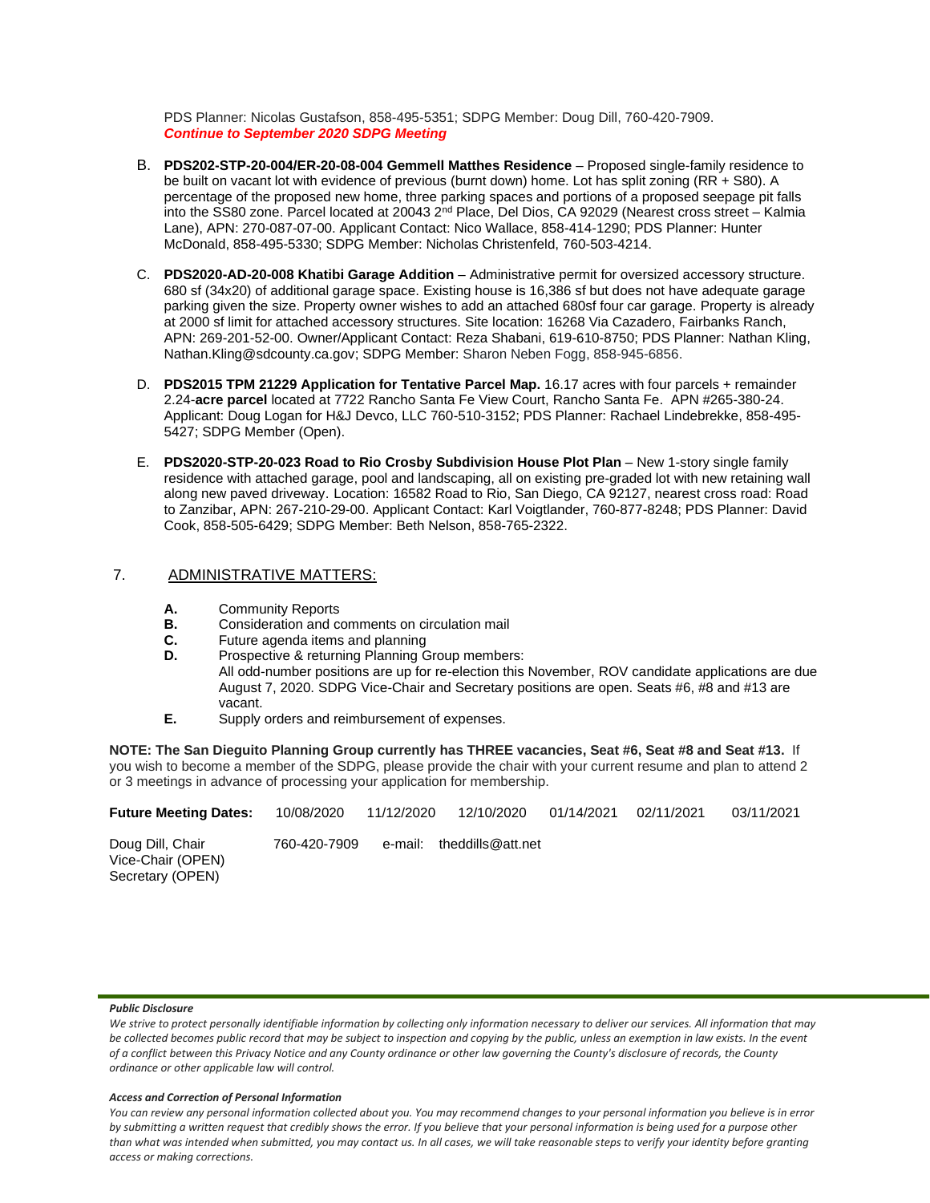PDS Planner: Nicolas Gustafson, 858-495-5351; SDPG Member: Doug Dill, 760-420-7909.
***Continue to September 2020 SDPG Meeting***

B. **PDS202-STP-20-004/ER-20-08-004 Gemmell Matthes Residence** – Proposed single-family residence to be built on vacant lot with evidence of previous (burnt down) home. Lot has split zoning (RR + S80). A percentage of the proposed new home, three parking spaces and portions of a proposed seepage pit falls into the SS80 zone. Parcel located at 20043 2nd Place, Del Dios, CA 92029 (Nearest cross street – Kalmia Lane), APN: 270-087-07-00. Applicant Contact: Nico Wallace, 858-414-1290; PDS Planner: Hunter McDonald, 858-495-5330; SDPG Member: Nicholas Christenfeld, 760-503-4214.

C. **PDS2020-AD-20-008 Khatibi Garage Addition** – Administrative permit for oversized accessory structure. 680 sf (34x20) of additional garage space. Existing house is 16,386 sf but does not have adequate garage parking given the size. Property owner wishes to add an attached 680sf four car garage. Property is already at 2000 sf limit for attached accessory structures. Site location: 16268 Via Cazadero, Fairbanks Ranch, APN: 269-201-52-00. Owner/Applicant Contact: Reza Shabani, 619-610-8750; PDS Planner: Nathan Kling, Nathan.Kling@sdcounty.ca.gov; SDPG Member: Sharon Neben Fogg, 858-945-6856.

D. **PDS2015 TPM 21229 Application for Tentative Parcel Map.** 16.17 acres with four parcels + remainder 2.24-**acre parcel** located at 7722 Rancho Santa Fe View Court, Rancho Santa Fe. APN #265-380-24. Applicant: Doug Logan for H&J Devco, LLC 760-510-3152; PDS Planner: Rachael Lindebrekke, 858-495-5427; SDPG Member (Open).

E. **PDS2020-STP-20-023 Road to Rio Crosby Subdivision House Plot Plan** – New 1-story single family residence with attached garage, pool and landscaping, all on existing pre-graded lot with new retaining wall along new paved driveway. Location: 16582 Road to Rio, San Diego, CA 92127, nearest cross road: Road to Zanzibar, APN: 267-210-29-00. Applicant Contact: Karl Voigtlander, 760-877-8248; PDS Planner: David Cook, 858-505-6429; SDPG Member: Beth Nelson, 858-765-2322.

7. ADMINISTRATIVE MATTERS:

**A.** Community Reports
**B.** Consideration and comments on circulation mail
**C.** Future agenda items and planning
**D.** Prospective & returning Planning Group members:
All odd-number positions are up for re-election this November, ROV candidate applications are due August 7, 2020. SDPG Vice-Chair and Secretary positions are open. Seats #6, #8 and #13 are vacant.
**E.** Supply orders and reimbursement of expenses.

**NOTE: The San Dieguito Planning Group currently has THREE vacancies, Seat #6, Seat #8 and Seat #13.** If you wish to become a member of the SDPG, please provide the chair with your current resume and plan to attend 2 or 3 meetings in advance of processing your application for membership.

**Future Meeting Dates:** 10/08/2020 11/12/2020 12/10/2020 01/14/2021 02/11/2021 03/11/2021

Doug Dill, Chair 760-420-7909 e-mail: theddills@att.net
Vice-Chair (OPEN)
Secretary (OPEN)

***Public Disclosure***

*We strive to protect personally identifiable information by collecting only information necessary to deliver our services. All information that may be collected becomes public record that may be subject to inspection and copying by the public, unless an exemption in law exists. In the event of a conflict between this Privacy Notice and any County ordinance or other law governing the County's disclosure of records, the County ordinance or other applicable law will control.*

***Access and Correction of Personal Information***

*You can review any personal information collected about you. You may recommend changes to your personal information you believe is in error by submitting a written request that credibly shows the error. If you believe that your personal information is being used for a purpose other than what was intended when submitted, you may contact us. In all cases, we will take reasonable steps to verify your identity before granting access or making corrections.*